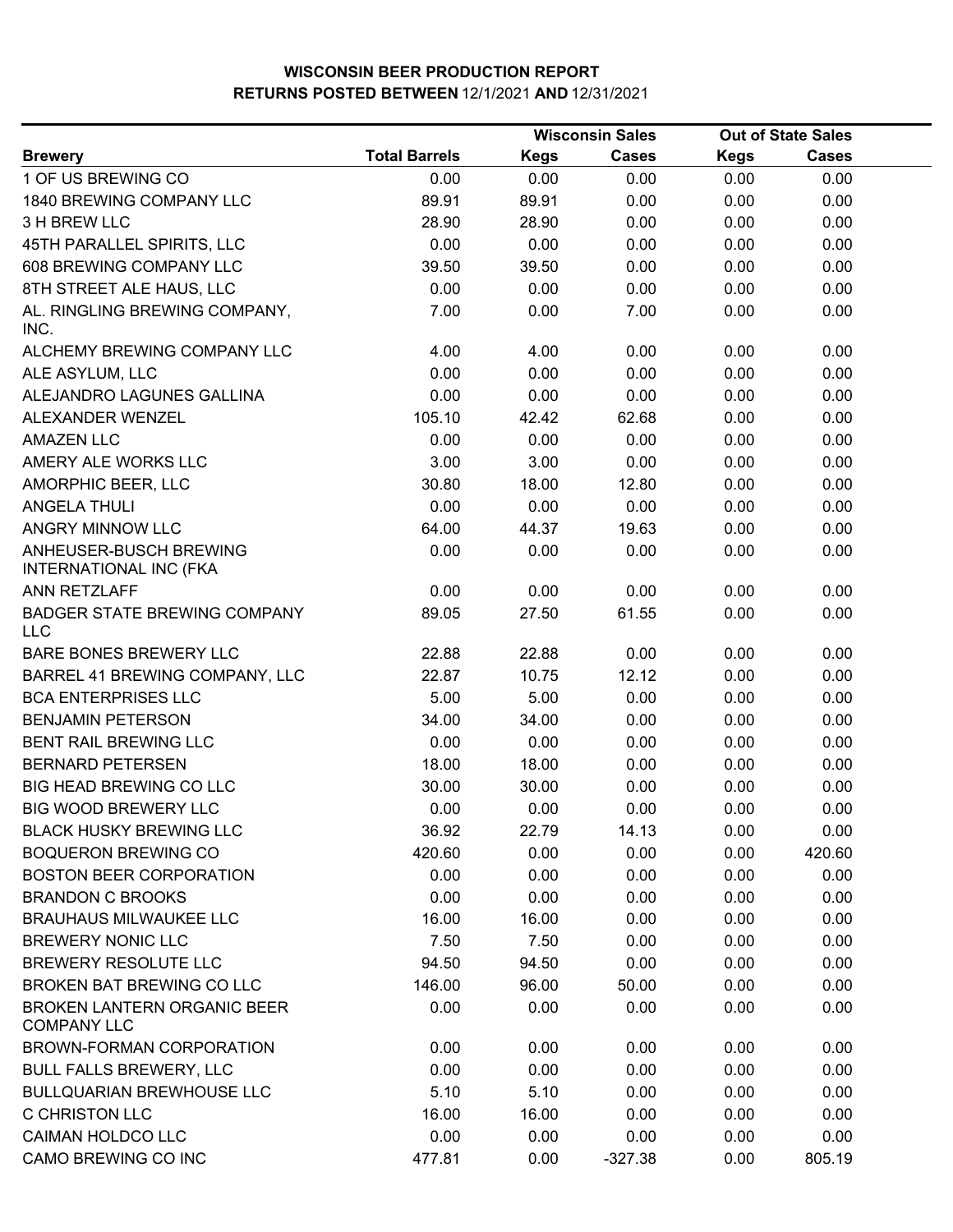# WISCONSIN BEER PRODUCTION REPORT

## RETURNS POSTED BETWEEN 12/1/2021 AND 12/31/2021

| | | Wisconsin Sales | | Out of State Sales | |
|---|---|---|---|---|---|
| Brewery | Total Barrels | Kegs | Cases | Kegs | Cases |
| 1 OF US BREWING CO | 0.00 | 0.00 | 0.00 | 0.00 | 0.00 |
| 1840 BREWING COMPANY LLC | 89.91 | 89.91 | 0.00 | 0.00 | 0.00 |
| 3 H BREW LLC | 28.90 | 28.90 | 0.00 | 0.00 | 0.00 |
| 45TH PARALLEL SPIRITS, LLC | 0.00 | 0.00 | 0.00 | 0.00 | 0.00 |
| 608 BREWING COMPANY LLC | 39.50 | 39.50 | 0.00 | 0.00 | 0.00 |
| 8TH STREET ALE HAUS, LLC | 0.00 | 0.00 | 0.00 | 0.00 | 0.00 |
| AL. RINGLING BREWING COMPANY, INC. | 7.00 | 0.00 | 7.00 | 0.00 | 0.00 |
| ALCHEMY BREWING COMPANY LLC | 4.00 | 4.00 | 0.00 | 0.00 | 0.00 |
| ALE ASYLUM, LLC | 0.00 | 0.00 | 0.00 | 0.00 | 0.00 |
| ALEJANDRO LAGUNES GALLINA | 0.00 | 0.00 | 0.00 | 0.00 | 0.00 |
| ALEXANDER WENZEL | 105.10 | 42.42 | 62.68 | 0.00 | 0.00 |
| AMAZEN LLC | 0.00 | 0.00 | 0.00 | 0.00 | 0.00 |
| AMERY ALE WORKS LLC | 3.00 | 3.00 | 0.00 | 0.00 | 0.00 |
| AMORPHIC BEER, LLC | 30.80 | 18.00 | 12.80 | 0.00 | 0.00 |
| ANGELA THULI | 0.00 | 0.00 | 0.00 | 0.00 | 0.00 |
| ANGRY MINNOW LLC | 64.00 | 44.37 | 19.63 | 0.00 | 0.00 |
| ANHEUSER-BUSCH BREWING INTERNATIONAL INC (FKA | 0.00 | 0.00 | 0.00 | 0.00 | 0.00 |
| ANN RETZLAFF | 0.00 | 0.00 | 0.00 | 0.00 | 0.00 |
| BADGER STATE BREWING COMPANY LLC | 89.05 | 27.50 | 61.55 | 0.00 | 0.00 |
| BARE BONES BREWERY LLC | 22.88 | 22.88 | 0.00 | 0.00 | 0.00 |
| BARREL 41 BREWING COMPANY, LLC | 22.87 | 10.75 | 12.12 | 0.00 | 0.00 |
| BCA ENTERPRISES LLC | 5.00 | 5.00 | 0.00 | 0.00 | 0.00 |
| BENJAMIN PETERSON | 34.00 | 34.00 | 0.00 | 0.00 | 0.00 |
| BENT RAIL BREWING LLC | 0.00 | 0.00 | 0.00 | 0.00 | 0.00 |
| BERNARD PETERSEN | 18.00 | 18.00 | 0.00 | 0.00 | 0.00 |
| BIG HEAD BREWING CO LLC | 30.00 | 30.00 | 0.00 | 0.00 | 0.00 |
| BIG WOOD BREWERY LLC | 0.00 | 0.00 | 0.00 | 0.00 | 0.00 |
| BLACK HUSKY BREWING LLC | 36.92 | 22.79 | 14.13 | 0.00 | 0.00 |
| BOQUERON BREWING CO | 420.60 | 0.00 | 0.00 | 0.00 | 420.60 |
| BOSTON BEER CORPORATION | 0.00 | 0.00 | 0.00 | 0.00 | 0.00 |
| BRANDON C BROOKS | 0.00 | 0.00 | 0.00 | 0.00 | 0.00 |
| BRAUHAUS MILWAUKEE LLC | 16.00 | 16.00 | 0.00 | 0.00 | 0.00 |
| BREWERY NONIC LLC | 7.50 | 7.50 | 0.00 | 0.00 | 0.00 |
| BREWERY RESOLUTE LLC | 94.50 | 94.50 | 0.00 | 0.00 | 0.00 |
| BROKEN BAT BREWING CO LLC | 146.00 | 96.00 | 50.00 | 0.00 | 0.00 |
| BROKEN LANTERN ORGANIC BEER COMPANY LLC | 0.00 | 0.00 | 0.00 | 0.00 | 0.00 |
| BROWN-FORMAN CORPORATION | 0.00 | 0.00 | 0.00 | 0.00 | 0.00 |
| BULL FALLS BREWERY, LLC | 0.00 | 0.00 | 0.00 | 0.00 | 0.00 |
| BULLQUARIAN BREWHOUSE LLC | 5.10 | 5.10 | 0.00 | 0.00 | 0.00 |
| C CHRISTON LLC | 16.00 | 16.00 | 0.00 | 0.00 | 0.00 |
| CAIMAN HOLDCO LLC | 0.00 | 0.00 | 0.00 | 0.00 | 0.00 |
| CAMO BREWING CO INC | 477.81 | 0.00 | -327.38 | 0.00 | 805.19 |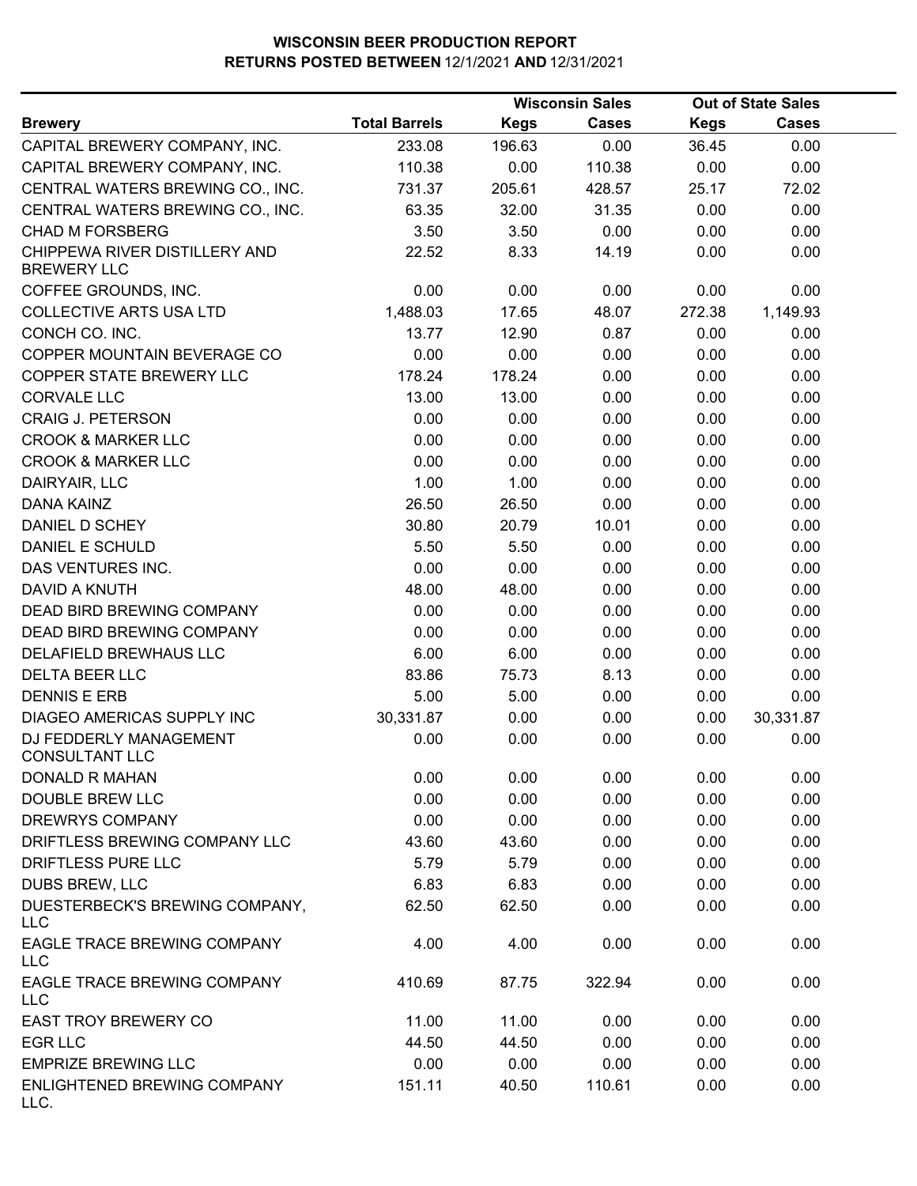# WISCONSIN BEER PRODUCTION REPORT

## RETURNS POSTED BETWEEN 12/1/2021 AND 12/31/2021

| Brewery | Total Barrels | Wisconsin Sales Kegs | Wisconsin Sales Cases | Out of State Sales Kegs | Out of State Sales Cases |
|---|---|---|---|---|---|
| CAPITAL BREWERY COMPANY, INC. | 233.08 | 196.63 | 0.00 | 36.45 | 0.00 |
| CAPITAL BREWERY COMPANY, INC. | 110.38 | 0.00 | 110.38 | 0.00 | 0.00 |
| CENTRAL WATERS BREWING CO., INC. | 731.37 | 205.61 | 428.57 | 25.17 | 72.02 |
| CENTRAL WATERS BREWING CO., INC. | 63.35 | 32.00 | 31.35 | 0.00 | 0.00 |
| CHAD M FORSBERG | 3.50 | 3.50 | 0.00 | 0.00 | 0.00 |
| CHIPPEWA RIVER DISTILLERY AND BREWERY LLC | 22.52 | 8.33 | 14.19 | 0.00 | 0.00 |
| COFFEE GROUNDS, INC. | 0.00 | 0.00 | 0.00 | 0.00 | 0.00 |
| COLLECTIVE ARTS USA LTD | 1,488.03 | 17.65 | 48.07 | 272.38 | 1,149.93 |
| CONCH CO. INC. | 13.77 | 12.90 | 0.87 | 0.00 | 0.00 |
| COPPER MOUNTAIN BEVERAGE CO | 0.00 | 0.00 | 0.00 | 0.00 | 0.00 |
| COPPER STATE BREWERY LLC | 178.24 | 178.24 | 0.00 | 0.00 | 0.00 |
| CORVALE LLC | 13.00 | 13.00 | 0.00 | 0.00 | 0.00 |
| CRAIG J. PETERSON | 0.00 | 0.00 | 0.00 | 0.00 | 0.00 |
| CROOK & MARKER LLC | 0.00 | 0.00 | 0.00 | 0.00 | 0.00 |
| CROOK & MARKER LLC | 0.00 | 0.00 | 0.00 | 0.00 | 0.00 |
| DAIRYAIR, LLC | 1.00 | 1.00 | 0.00 | 0.00 | 0.00 |
| DANA KAINZ | 26.50 | 26.50 | 0.00 | 0.00 | 0.00 |
| DANIEL D SCHEY | 30.80 | 20.79 | 10.01 | 0.00 | 0.00 |
| DANIEL E SCHULD | 5.50 | 5.50 | 0.00 | 0.00 | 0.00 |
| DAS VENTURES INC. | 0.00 | 0.00 | 0.00 | 0.00 | 0.00 |
| DAVID A KNUTH | 48.00 | 48.00 | 0.00 | 0.00 | 0.00 |
| DEAD BIRD BREWING COMPANY | 0.00 | 0.00 | 0.00 | 0.00 | 0.00 |
| DEAD BIRD BREWING COMPANY | 0.00 | 0.00 | 0.00 | 0.00 | 0.00 |
| DELAFIELD BREWHAUS LLC | 6.00 | 6.00 | 0.00 | 0.00 | 0.00 |
| DELTA BEER LLC | 83.86 | 75.73 | 8.13 | 0.00 | 0.00 |
| DENNIS E ERB | 5.00 | 5.00 | 0.00 | 0.00 | 0.00 |
| DIAGEO AMERICAS SUPPLY INC | 30,331.87 | 0.00 | 0.00 | 0.00 | 30,331.87 |
| DJ FEDDERLY MANAGEMENT CONSULTANT LLC | 0.00 | 0.00 | 0.00 | 0.00 | 0.00 |
| DONALD R MAHAN | 0.00 | 0.00 | 0.00 | 0.00 | 0.00 |
| DOUBLE BREW LLC | 0.00 | 0.00 | 0.00 | 0.00 | 0.00 |
| DREWRYS COMPANY | 0.00 | 0.00 | 0.00 | 0.00 | 0.00 |
| DRIFTLESS BREWING COMPANY LLC | 43.60 | 43.60 | 0.00 | 0.00 | 0.00 |
| DRIFTLESS PURE LLC | 5.79 | 5.79 | 0.00 | 0.00 | 0.00 |
| DUBS BREW, LLC | 6.83 | 6.83 | 0.00 | 0.00 | 0.00 |
| DUESTERBECK'S BREWING COMPANY, LLC | 62.50 | 62.50 | 0.00 | 0.00 | 0.00 |
| EAGLE TRACE BREWING COMPANY LLC | 4.00 | 4.00 | 0.00 | 0.00 | 0.00 |
| EAGLE TRACE BREWING COMPANY LLC | 410.69 | 87.75 | 322.94 | 0.00 | 0.00 |
| EAST TROY BREWERY CO | 11.00 | 11.00 | 0.00 | 0.00 | 0.00 |
| EGR LLC | 44.50 | 44.50 | 0.00 | 0.00 | 0.00 |
| EMPRIZE BREWING LLC | 0.00 | 0.00 | 0.00 | 0.00 | 0.00 |
| ENLIGHTENED BREWING COMPANY LLC. | 151.11 | 40.50 | 110.61 | 0.00 | 0.00 |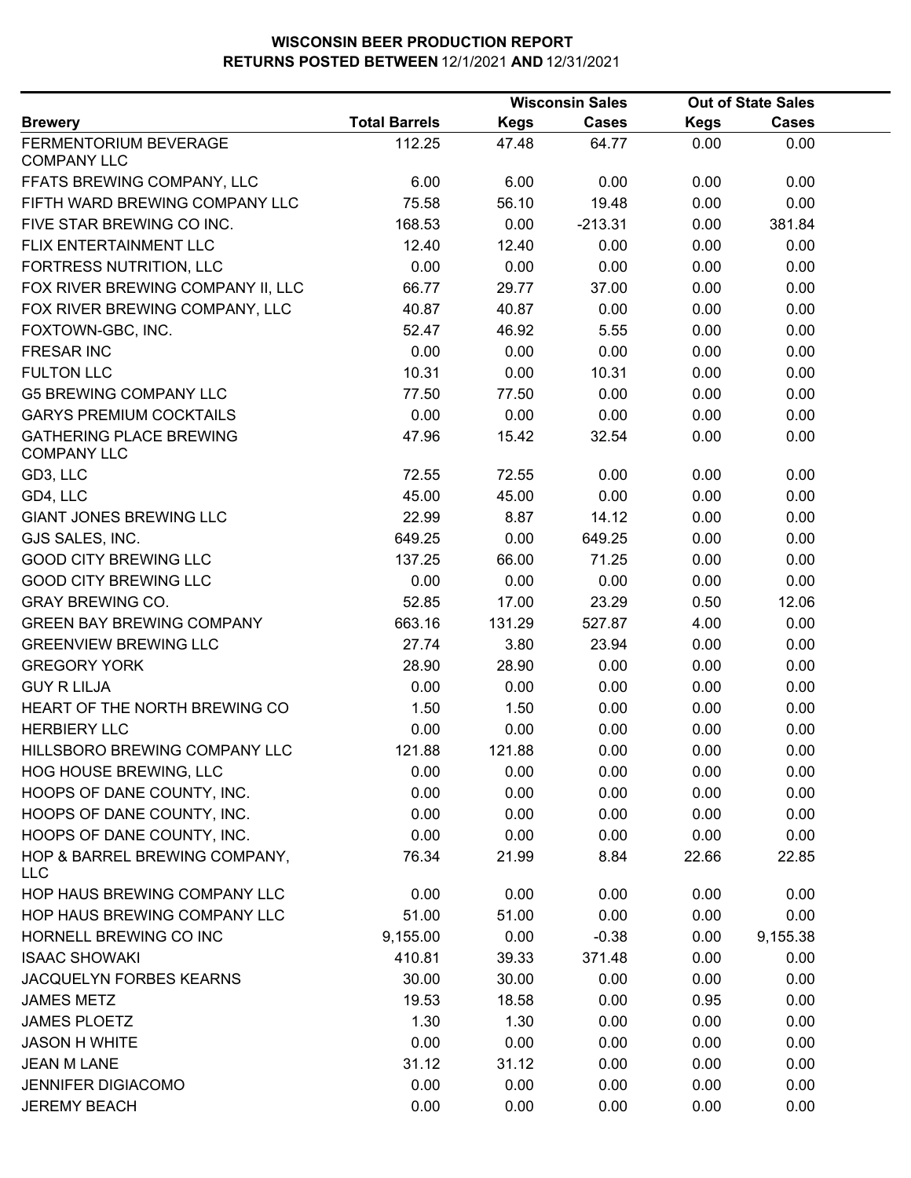**WISCONSIN BEER PRODUCTION REPORT**
**RETURNS POSTED BETWEEN 12/1/2021 AND 12/31/2021**

| Brewery | Total Barrels | Wisconsin Sales Kegs | Wisconsin Sales Cases | Out of State Sales Kegs | Out of State Sales Cases |
|---|---|---|---|---|---|
| FERMENTORIUM BEVERAGE COMPANY LLC | 112.25 | 47.48 | 64.77 | 0.00 | 0.00 |
| FFATS BREWING COMPANY, LLC | 6.00 | 6.00 | 0.00 | 0.00 | 0.00 |
| FIFTH WARD BREWING COMPANY LLC | 75.58 | 56.10 | 19.48 | 0.00 | 0.00 |
| FIVE STAR BREWING CO INC. | 168.53 | 0.00 | -213.31 | 0.00 | 381.84 |
| FLIX ENTERTAINMENT LLC | 12.40 | 12.40 | 0.00 | 0.00 | 0.00 |
| FORTRESS NUTRITION, LLC | 0.00 | 0.00 | 0.00 | 0.00 | 0.00 |
| FOX RIVER BREWING COMPANY II, LLC | 66.77 | 29.77 | 37.00 | 0.00 | 0.00 |
| FOX RIVER BREWING COMPANY, LLC | 40.87 | 40.87 | 0.00 | 0.00 | 0.00 |
| FOXTOWN-GBC, INC. | 52.47 | 46.92 | 5.55 | 0.00 | 0.00 |
| FRESAR INC | 0.00 | 0.00 | 0.00 | 0.00 | 0.00 |
| FULTON LLC | 10.31 | 0.00 | 10.31 | 0.00 | 0.00 |
| G5 BREWING COMPANY LLC | 77.50 | 77.50 | 0.00 | 0.00 | 0.00 |
| GARYS PREMIUM COCKTAILS | 0.00 | 0.00 | 0.00 | 0.00 | 0.00 |
| GATHERING PLACE BREWING COMPANY LLC | 47.96 | 15.42 | 32.54 | 0.00 | 0.00 |
| GD3, LLC | 72.55 | 72.55 | 0.00 | 0.00 | 0.00 |
| GD4, LLC | 45.00 | 45.00 | 0.00 | 0.00 | 0.00 |
| GIANT JONES BREWING LLC | 22.99 | 8.87 | 14.12 | 0.00 | 0.00 |
| GJS SALES, INC. | 649.25 | 0.00 | 649.25 | 0.00 | 0.00 |
| GOOD CITY BREWING LLC | 137.25 | 66.00 | 71.25 | 0.00 | 0.00 |
| GOOD CITY BREWING LLC | 0.00 | 0.00 | 0.00 | 0.00 | 0.00 |
| GRAY BREWING CO. | 52.85 | 17.00 | 23.29 | 0.50 | 12.06 |
| GREEN BAY BREWING COMPANY | 663.16 | 131.29 | 527.87 | 4.00 | 0.00 |
| GREENVIEW BREWING LLC | 27.74 | 3.80 | 23.94 | 0.00 | 0.00 |
| GREGORY YORK | 28.90 | 28.90 | 0.00 | 0.00 | 0.00 |
| GUY R LILJA | 0.00 | 0.00 | 0.00 | 0.00 | 0.00 |
| HEART OF THE NORTH BREWING CO | 1.50 | 1.50 | 0.00 | 0.00 | 0.00 |
| HERBIERY LLC | 0.00 | 0.00 | 0.00 | 0.00 | 0.00 |
| HILLSBORO BREWING COMPANY LLC | 121.88 | 121.88 | 0.00 | 0.00 | 0.00 |
| HOG HOUSE BREWING, LLC | 0.00 | 0.00 | 0.00 | 0.00 | 0.00 |
| HOOPS OF DANE COUNTY, INC. | 0.00 | 0.00 | 0.00 | 0.00 | 0.00 |
| HOOPS OF DANE COUNTY, INC. | 0.00 | 0.00 | 0.00 | 0.00 | 0.00 |
| HOOPS OF DANE COUNTY, INC. | 0.00 | 0.00 | 0.00 | 0.00 | 0.00 |
| HOP & BARREL BREWING COMPANY, LLC | 76.34 | 21.99 | 8.84 | 22.66 | 22.85 |
| HOP HAUS BREWING COMPANY LLC | 0.00 | 0.00 | 0.00 | 0.00 | 0.00 |
| HOP HAUS BREWING COMPANY LLC | 51.00 | 51.00 | 0.00 | 0.00 | 0.00 |
| HORNELL BREWING CO INC | 9,155.00 | 0.00 | -0.38 | 0.00 | 9,155.38 |
| ISAAC SHOWAKI | 410.81 | 39.33 | 371.48 | 0.00 | 0.00 |
| JACQUELYN FORBES KEARNS | 30.00 | 30.00 | 0.00 | 0.00 | 0.00 |
| JAMES METZ | 19.53 | 18.58 | 0.00 | 0.95 | 0.00 |
| JAMES PLOETZ | 1.30 | 1.30 | 0.00 | 0.00 | 0.00 |
| JASON H WHITE | 0.00 | 0.00 | 0.00 | 0.00 | 0.00 |
| JEAN M LANE | 31.12 | 31.12 | 0.00 | 0.00 | 0.00 |
| JENNIFER DIGIACOMO | 0.00 | 0.00 | 0.00 | 0.00 | 0.00 |
| JEREMY BEACH | 0.00 | 0.00 | 0.00 | 0.00 | 0.00 |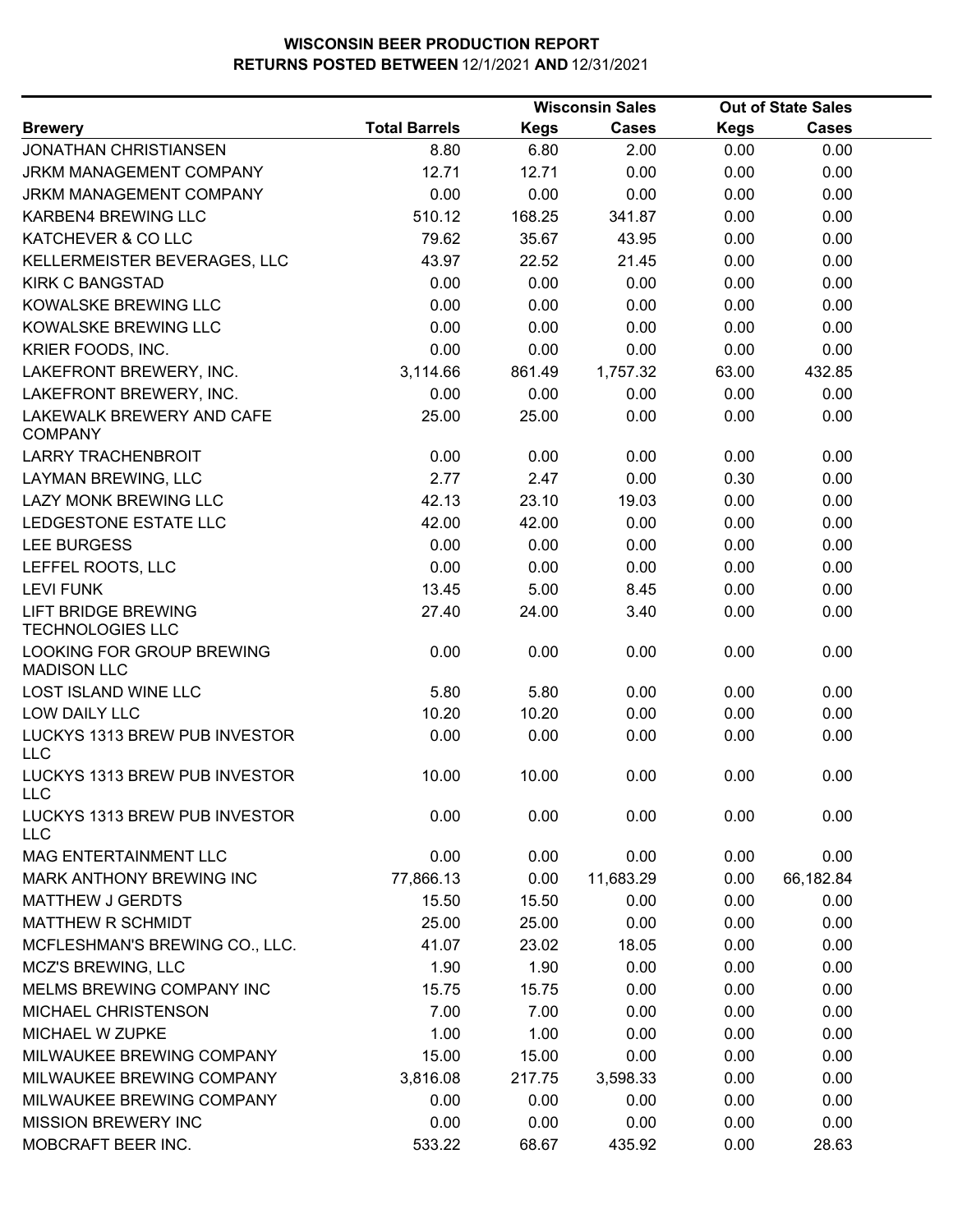# WISCONSIN BEER PRODUCTION REPORT

## RETURNS POSTED BETWEEN 12/1/2021 AND 12/31/2021

| Brewery | Total Barrels | Wisconsin Sales Kegs | Wisconsin Sales Cases | Out of State Sales Kegs | Out of State Sales Cases |
|---|---|---|---|---|---|
| JONATHAN CHRISTIANSEN | 8.80 | 6.80 | 2.00 | 0.00 | 0.00 |
| JRKM MANAGEMENT COMPANY | 12.71 | 12.71 | 0.00 | 0.00 | 0.00 |
| JRKM MANAGEMENT COMPANY | 0.00 | 0.00 | 0.00 | 0.00 | 0.00 |
| KARBEN4 BREWING LLC | 510.12 | 168.25 | 341.87 | 0.00 | 0.00 |
| KATCHEVER & CO LLC | 79.62 | 35.67 | 43.95 | 0.00 | 0.00 |
| KELLERMEISTER BEVERAGES, LLC | 43.97 | 22.52 | 21.45 | 0.00 | 0.00 |
| KIRK C BANGSTAD | 0.00 | 0.00 | 0.00 | 0.00 | 0.00 |
| KOWALSKE BREWING LLC | 0.00 | 0.00 | 0.00 | 0.00 | 0.00 |
| KOWALSKE BREWING LLC | 0.00 | 0.00 | 0.00 | 0.00 | 0.00 |
| KRIER FOODS, INC. | 0.00 | 0.00 | 0.00 | 0.00 | 0.00 |
| LAKEFRONT BREWERY, INC. | 3,114.66 | 861.49 | 1,757.32 | 63.00 | 432.85 |
| LAKEFRONT BREWERY, INC. | 0.00 | 0.00 | 0.00 | 0.00 | 0.00 |
| LAKEWALK BREWERY AND CAFE COMPANY | 25.00 | 25.00 | 0.00 | 0.00 | 0.00 |
| LARRY TRACHENBROIT | 0.00 | 0.00 | 0.00 | 0.00 | 0.00 |
| LAYMAN BREWING, LLC | 2.77 | 2.47 | 0.00 | 0.30 | 0.00 |
| LAZY MONK BREWING LLC | 42.13 | 23.10 | 19.03 | 0.00 | 0.00 |
| LEDGESTONE ESTATE LLC | 42.00 | 42.00 | 0.00 | 0.00 | 0.00 |
| LEE BURGESS | 0.00 | 0.00 | 0.00 | 0.00 | 0.00 |
| LEFFEL ROOTS, LLC | 0.00 | 0.00 | 0.00 | 0.00 | 0.00 |
| LEVI FUNK | 13.45 | 5.00 | 8.45 | 0.00 | 0.00 |
| LIFT BRIDGE BREWING TECHNOLOGIES LLC | 27.40 | 24.00 | 3.40 | 0.00 | 0.00 |
| LOOKING FOR GROUP BREWING MADISON LLC | 0.00 | 0.00 | 0.00 | 0.00 | 0.00 |
| LOST ISLAND WINE LLC | 5.80 | 5.80 | 0.00 | 0.00 | 0.00 |
| LOW DAILY LLC | 10.20 | 10.20 | 0.00 | 0.00 | 0.00 |
| LUCKYS 1313 BREW PUB INVESTOR LLC | 0.00 | 0.00 | 0.00 | 0.00 | 0.00 |
| LUCKYS 1313 BREW PUB INVESTOR LLC | 10.00 | 10.00 | 0.00 | 0.00 | 0.00 |
| LUCKYS 1313 BREW PUB INVESTOR LLC | 0.00 | 0.00 | 0.00 | 0.00 | 0.00 |
| MAG ENTERTAINMENT LLC | 0.00 | 0.00 | 0.00 | 0.00 | 0.00 |
| MARK ANTHONY BREWING INC | 77,866.13 | 0.00 | 11,683.29 | 0.00 | 66,182.84 |
| MATTHEW J GERDTS | 15.50 | 15.50 | 0.00 | 0.00 | 0.00 |
| MATTHEW R SCHMIDT | 25.00 | 25.00 | 0.00 | 0.00 | 0.00 |
| MCFLESHMAN'S BREWING CO., LLC. | 41.07 | 23.02 | 18.05 | 0.00 | 0.00 |
| MCZ'S BREWING, LLC | 1.90 | 1.90 | 0.00 | 0.00 | 0.00 |
| MELMS BREWING COMPANY INC | 15.75 | 15.75 | 0.00 | 0.00 | 0.00 |
| MICHAEL CHRISTENSON | 7.00 | 7.00 | 0.00 | 0.00 | 0.00 |
| MICHAEL W ZUPKE | 1.00 | 1.00 | 0.00 | 0.00 | 0.00 |
| MILWAUKEE BREWING COMPANY | 15.00 | 15.00 | 0.00 | 0.00 | 0.00 |
| MILWAUKEE BREWING COMPANY | 3,816.08 | 217.75 | 3,598.33 | 0.00 | 0.00 |
| MILWAUKEE BREWING COMPANY | 0.00 | 0.00 | 0.00 | 0.00 | 0.00 |
| MISSION BREWERY INC | 0.00 | 0.00 | 0.00 | 0.00 | 0.00 |
| MOBCRAFT BEER INC. | 533.22 | 68.67 | 435.92 | 0.00 | 28.63 |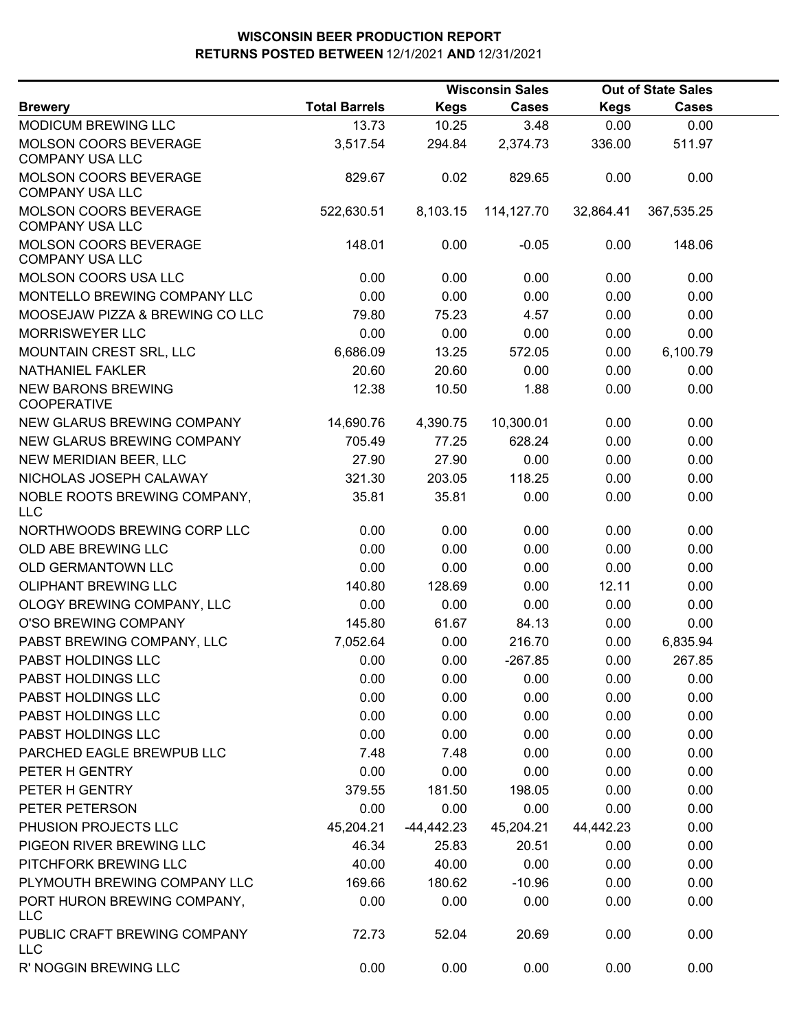# WISCONSIN BEER PRODUCTION REPORT

## RETURNS POSTED BETWEEN 12/1/2021 AND 12/31/2021

| Brewery | Total Barrels | Wisconsin Sales | | Out of State Sales | |
|---|---|---|---|---|---|
| | | Kegs | Cases | Kegs | Cases |
| MODICUM BREWING LLC | 13.73 | 10.25 | 3.48 | 0.00 | 0.00 |
| MOLSON COORS BEVERAGE COMPANY USA LLC | 3,517.54 | 294.84 | 2,374.73 | 336.00 | 511.97 |
| MOLSON COORS BEVERAGE COMPANY USA LLC | 829.67 | 0.02 | 829.65 | 0.00 | 0.00 |
| MOLSON COORS BEVERAGE COMPANY USA LLC | 522,630.51 | 8,103.15 | 114,127.70 | 32,864.41 | 367,535.25 |
| MOLSON COORS BEVERAGE COMPANY USA LLC | 148.01 | 0.00 | -0.05 | 0.00 | 148.06 |
| MOLSON COORS USA LLC | 0.00 | 0.00 | 0.00 | 0.00 | 0.00 |
| MONTELLO BREWING COMPANY LLC | 0.00 | 0.00 | 0.00 | 0.00 | 0.00 |
| MOOSEJAW PIZZA & BREWING CO LLC | 79.80 | 75.23 | 4.57 | 0.00 | 0.00 |
| MORRISWEYER LLC | 0.00 | 0.00 | 0.00 | 0.00 | 0.00 |
| MOUNTAIN CREST SRL, LLC | 6,686.09 | 13.25 | 572.05 | 0.00 | 6,100.79 |
| NATHANIEL FAKLER | 20.60 | 20.60 | 0.00 | 0.00 | 0.00 |
| NEW BARONS BREWING COOPERATIVE | 12.38 | 10.50 | 1.88 | 0.00 | 0.00 |
| NEW GLARUS BREWING COMPANY | 14,690.76 | 4,390.75 | 10,300.01 | 0.00 | 0.00 |
| NEW GLARUS BREWING COMPANY | 705.49 | 77.25 | 628.24 | 0.00 | 0.00 |
| NEW MERIDIAN BEER, LLC | 27.90 | 27.90 | 0.00 | 0.00 | 0.00 |
| NICHOLAS JOSEPH CALAWAY | 321.30 | 203.05 | 118.25 | 0.00 | 0.00 |
| NOBLE ROOTS BREWING COMPANY, LLC | 35.81 | 35.81 | 0.00 | 0.00 | 0.00 |
| NORTHWOODS BREWING CORP LLC | 0.00 | 0.00 | 0.00 | 0.00 | 0.00 |
| OLD ABE BREWING LLC | 0.00 | 0.00 | 0.00 | 0.00 | 0.00 |
| OLD GERMANTOWN LLC | 0.00 | 0.00 | 0.00 | 0.00 | 0.00 |
| OLIPHANT BREWING LLC | 140.80 | 128.69 | 0.00 | 12.11 | 0.00 |
| OLOGY BREWING COMPANY, LLC | 0.00 | 0.00 | 0.00 | 0.00 | 0.00 |
| O'SO BREWING COMPANY | 145.80 | 61.67 | 84.13 | 0.00 | 0.00 |
| PABST BREWING COMPANY, LLC | 7,052.64 | 0.00 | 216.70 | 0.00 | 6,835.94 |
| PABST HOLDINGS LLC | 0.00 | 0.00 | -267.85 | 0.00 | 267.85 |
| PABST HOLDINGS LLC | 0.00 | 0.00 | 0.00 | 0.00 | 0.00 |
| PABST HOLDINGS LLC | 0.00 | 0.00 | 0.00 | 0.00 | 0.00 |
| PABST HOLDINGS LLC | 0.00 | 0.00 | 0.00 | 0.00 | 0.00 |
| PABST HOLDINGS LLC | 0.00 | 0.00 | 0.00 | 0.00 | 0.00 |
| PARCHED EAGLE BREWPUB LLC | 7.48 | 7.48 | 0.00 | 0.00 | 0.00 |
| PETER H GENTRY | 0.00 | 0.00 | 0.00 | 0.00 | 0.00 |
| PETER H GENTRY | 379.55 | 181.50 | 198.05 | 0.00 | 0.00 |
| PETER PETERSON | 0.00 | 0.00 | 0.00 | 0.00 | 0.00 |
| PHUSION PROJECTS LLC | 45,204.21 | -44,442.23 | 45,204.21 | 44,442.23 | 0.00 |
| PIGEON RIVER BREWING LLC | 46.34 | 25.83 | 20.51 | 0.00 | 0.00 |
| PITCHFORK BREWING LLC | 40.00 | 40.00 | 0.00 | 0.00 | 0.00 |
| PLYMOUTH BREWING COMPANY LLC | 169.66 | 180.62 | -10.96 | 0.00 | 0.00 |
| PORT HURON BREWING COMPANY, LLC | 0.00 | 0.00 | 0.00 | 0.00 | 0.00 |
| PUBLIC CRAFT BREWING COMPANY LLC | 72.73 | 52.04 | 20.69 | 0.00 | 0.00 |
| R' NOGGIN BREWING LLC | 0.00 | 0.00 | 0.00 | 0.00 | 0.00 |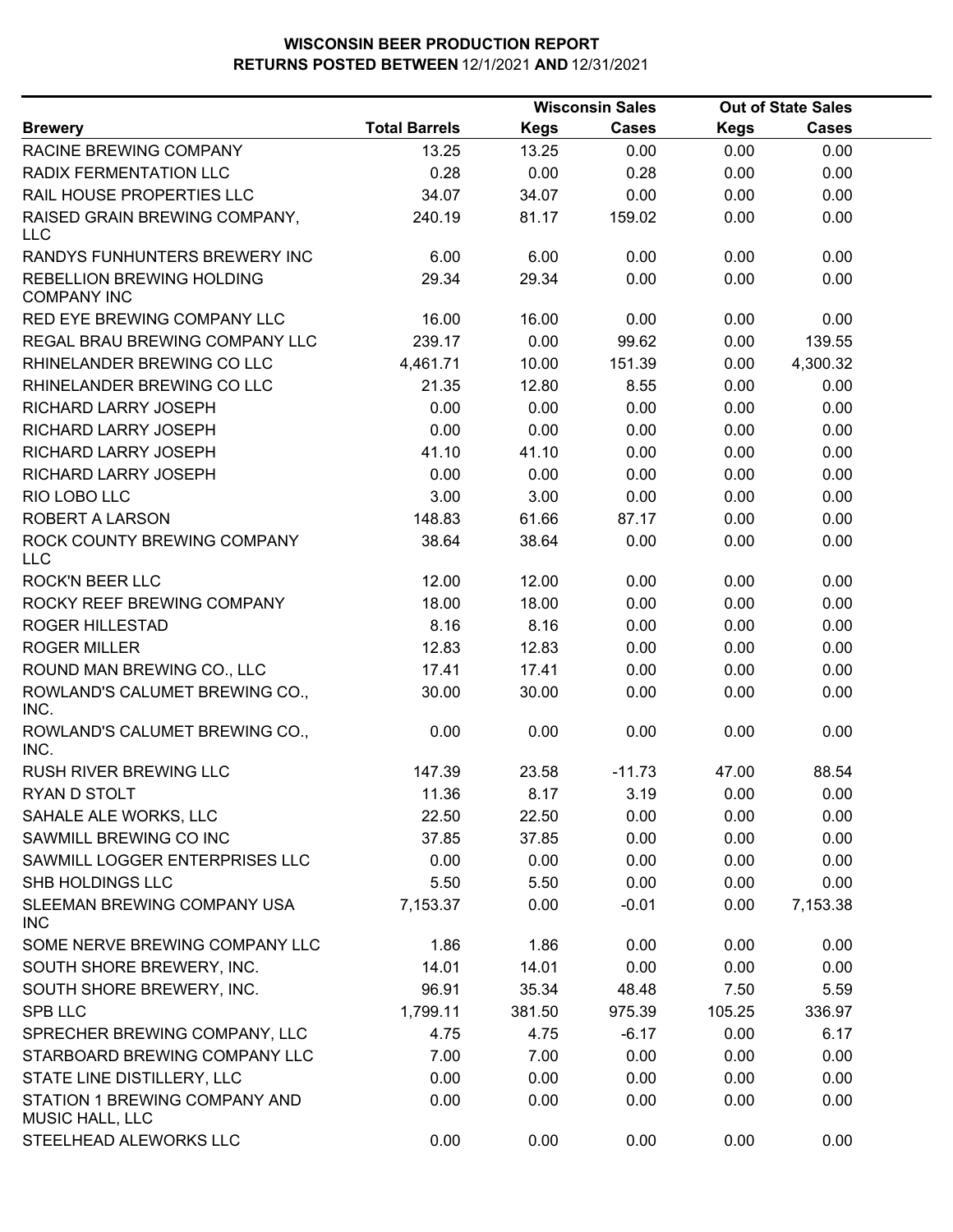# WISCONSIN BEER PRODUCTION REPORT
## RETURNS POSTED BETWEEN 12/1/2021 AND 12/31/2021

| Brewery | Total Barrels | Wisconsin Sales Kegs | Wisconsin Sales Cases | Out of State Sales Kegs | Out of State Sales Cases |
|---|---|---|---|---|---|
| RACINE BREWING COMPANY | 13.25 | 13.25 | 0.00 | 0.00 | 0.00 |
| RADIX FERMENTATION LLC | 0.28 | 0.00 | 0.28 | 0.00 | 0.00 |
| RAIL HOUSE PROPERTIES LLC | 34.07 | 34.07 | 0.00 | 0.00 | 0.00 |
| RAISED GRAIN BREWING COMPANY, LLC | 240.19 | 81.17 | 159.02 | 0.00 | 0.00 |
| RANDYS FUNHUNTERS BREWERY INC | 6.00 | 6.00 | 0.00 | 0.00 | 0.00 |
| REBELLION BREWING HOLDING COMPANY INC | 29.34 | 29.34 | 0.00 | 0.00 | 0.00 |
| RED EYE BREWING COMPANY LLC | 16.00 | 16.00 | 0.00 | 0.00 | 0.00 |
| REGAL BRAU BREWING COMPANY LLC | 239.17 | 0.00 | 99.62 | 0.00 | 139.55 |
| RHINELANDER BREWING CO LLC | 4,461.71 | 10.00 | 151.39 | 0.00 | 4,300.32 |
| RHINELANDER BREWING CO LLC | 21.35 | 12.80 | 8.55 | 0.00 | 0.00 |
| RICHARD LARRY JOSEPH | 0.00 | 0.00 | 0.00 | 0.00 | 0.00 |
| RICHARD LARRY JOSEPH | 0.00 | 0.00 | 0.00 | 0.00 | 0.00 |
| RICHARD LARRY JOSEPH | 41.10 | 41.10 | 0.00 | 0.00 | 0.00 |
| RICHARD LARRY JOSEPH | 0.00 | 0.00 | 0.00 | 0.00 | 0.00 |
| RIO LOBO LLC | 3.00 | 3.00 | 0.00 | 0.00 | 0.00 |
| ROBERT A LARSON | 148.83 | 61.66 | 87.17 | 0.00 | 0.00 |
| ROCK COUNTY BREWING COMPANY LLC | 38.64 | 38.64 | 0.00 | 0.00 | 0.00 |
| ROCK'N BEER LLC | 12.00 | 12.00 | 0.00 | 0.00 | 0.00 |
| ROCKY REEF BREWING COMPANY | 18.00 | 18.00 | 0.00 | 0.00 | 0.00 |
| ROGER HILLESTAD | 8.16 | 8.16 | 0.00 | 0.00 | 0.00 |
| ROGER MILLER | 12.83 | 12.83 | 0.00 | 0.00 | 0.00 |
| ROUND MAN BREWING CO., LLC | 17.41 | 17.41 | 0.00 | 0.00 | 0.00 |
| ROWLAND'S CALUMET BREWING CO., INC. | 30.00 | 30.00 | 0.00 | 0.00 | 0.00 |
| ROWLAND'S CALUMET BREWING CO., INC. | 0.00 | 0.00 | 0.00 | 0.00 | 0.00 |
| RUSH RIVER BREWING LLC | 147.39 | 23.58 | -11.73 | 47.00 | 88.54 |
| RYAN D STOLT | 11.36 | 8.17 | 3.19 | 0.00 | 0.00 |
| SAHALE ALE WORKS, LLC | 22.50 | 22.50 | 0.00 | 0.00 | 0.00 |
| SAWMILL BREWING CO INC | 37.85 | 37.85 | 0.00 | 0.00 | 0.00 |
| SAWMILL LOGGER ENTERPRISES LLC | 0.00 | 0.00 | 0.00 | 0.00 | 0.00 |
| SHB HOLDINGS LLC | 5.50 | 5.50 | 0.00 | 0.00 | 0.00 |
| SLEEMAN BREWING COMPANY USA INC | 7,153.37 | 0.00 | -0.01 | 0.00 | 7,153.38 |
| SOME NERVE BREWING COMPANY LLC | 1.86 | 1.86 | 0.00 | 0.00 | 0.00 |
| SOUTH SHORE BREWERY, INC. | 14.01 | 14.01 | 0.00 | 0.00 | 0.00 |
| SOUTH SHORE BREWERY, INC. | 96.91 | 35.34 | 48.48 | 7.50 | 5.59 |
| SPB LLC | 1,799.11 | 381.50 | 975.39 | 105.25 | 336.97 |
| SPRECHER BREWING COMPANY, LLC | 4.75 | 4.75 | -6.17 | 0.00 | 6.17 |
| STARBOARD BREWING COMPANY LLC | 7.00 | 7.00 | 0.00 | 0.00 | 0.00 |
| STATE LINE DISTILLERY, LLC | 0.00 | 0.00 | 0.00 | 0.00 | 0.00 |
| STATION 1 BREWING COMPANY AND MUSIC HALL, LLC | 0.00 | 0.00 | 0.00 | 0.00 | 0.00 |
| STEELHEAD ALEWORKS LLC | 0.00 | 0.00 | 0.00 | 0.00 | 0.00 |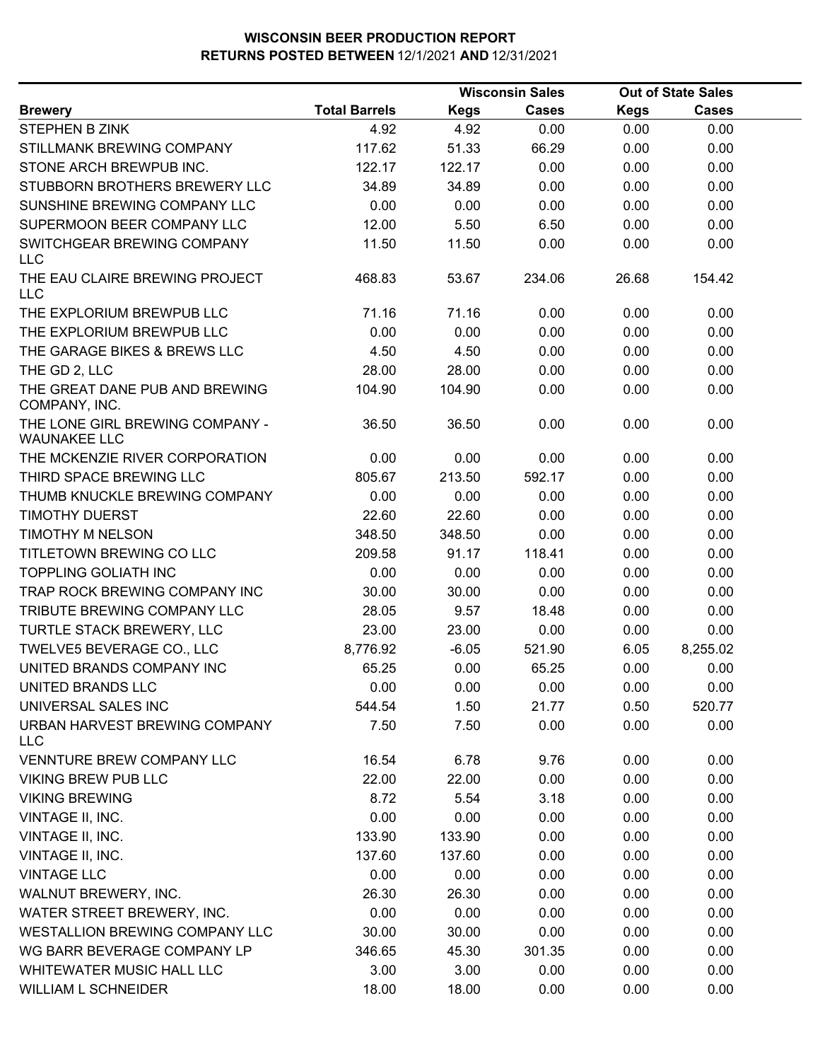# WISCONSIN BEER PRODUCTION REPORT
## RETURNS POSTED BETWEEN 12/1/2021 AND 12/31/2021

| Brewery | Total Barrels | Wisconsin Sales Kegs | Wisconsin Sales Cases | Out of State Sales Kegs | Out of State Sales Cases |
|---|---|---|---|---|---|
| STEPHEN B ZINK | 4.92 | 4.92 | 0.00 | 0.00 | 0.00 |
| STILLMANK BREWING COMPANY | 117.62 | 51.33 | 66.29 | 0.00 | 0.00 |
| STONE ARCH BREWPUB INC. | 122.17 | 122.17 | 0.00 | 0.00 | 0.00 |
| STUBBORN BROTHERS BREWERY LLC | 34.89 | 34.89 | 0.00 | 0.00 | 0.00 |
| SUNSHINE BREWING COMPANY LLC | 0.00 | 0.00 | 0.00 | 0.00 | 0.00 |
| SUPERMOON BEER COMPANY LLC | 12.00 | 5.50 | 6.50 | 0.00 | 0.00 |
| SWITCHGEAR BREWING COMPANY LLC | 11.50 | 11.50 | 0.00 | 0.00 | 0.00 |
| THE EAU CLAIRE BREWING PROJECT LLC | 468.83 | 53.67 | 234.06 | 26.68 | 154.42 |
| THE EXPLORIUM BREWPUB LLC | 71.16 | 71.16 | 0.00 | 0.00 | 0.00 |
| THE EXPLORIUM BREWPUB LLC | 0.00 | 0.00 | 0.00 | 0.00 | 0.00 |
| THE GARAGE BIKES & BREWS LLC | 4.50 | 4.50 | 0.00 | 0.00 | 0.00 |
| THE GD 2, LLC | 28.00 | 28.00 | 0.00 | 0.00 | 0.00 |
| THE GREAT DANE PUB AND BREWING COMPANY, INC. | 104.90 | 104.90 | 0.00 | 0.00 | 0.00 |
| THE LONE GIRL BREWING COMPANY - WAUNAKEE LLC | 36.50 | 36.50 | 0.00 | 0.00 | 0.00 |
| THE MCKENZIE RIVER CORPORATION | 0.00 | 0.00 | 0.00 | 0.00 | 0.00 |
| THIRD SPACE BREWING LLC | 805.67 | 213.50 | 592.17 | 0.00 | 0.00 |
| THUMB KNUCKLE BREWING COMPANY | 0.00 | 0.00 | 0.00 | 0.00 | 0.00 |
| TIMOTHY DUERST | 22.60 | 22.60 | 0.00 | 0.00 | 0.00 |
| TIMOTHY M NELSON | 348.50 | 348.50 | 0.00 | 0.00 | 0.00 |
| TITLETOWN BREWING CO LLC | 209.58 | 91.17 | 118.41 | 0.00 | 0.00 |
| TOPPLING GOLIATH INC | 0.00 | 0.00 | 0.00 | 0.00 | 0.00 |
| TRAP ROCK BREWING COMPANY INC | 30.00 | 30.00 | 0.00 | 0.00 | 0.00 |
| TRIBUTE BREWING COMPANY LLC | 28.05 | 9.57 | 18.48 | 0.00 | 0.00 |
| TURTLE STACK BREWERY, LLC | 23.00 | 23.00 | 0.00 | 0.00 | 0.00 |
| TWELVE5 BEVERAGE CO., LLC | 8,776.92 | -6.05 | 521.90 | 6.05 | 8,255.02 |
| UNITED BRANDS COMPANY INC | 65.25 | 0.00 | 65.25 | 0.00 | 0.00 |
| UNITED BRANDS LLC | 0.00 | 0.00 | 0.00 | 0.00 | 0.00 |
| UNIVERSAL SALES INC | 544.54 | 1.50 | 21.77 | 0.50 | 520.77 |
| URBAN HARVEST BREWING COMPANY LLC | 7.50 | 7.50 | 0.00 | 0.00 | 0.00 |
| VENNTURE BREW COMPANY LLC | 16.54 | 6.78 | 9.76 | 0.00 | 0.00 |
| VIKING BREW PUB LLC | 22.00 | 22.00 | 0.00 | 0.00 | 0.00 |
| VIKING BREWING | 8.72 | 5.54 | 3.18 | 0.00 | 0.00 |
| VINTAGE II, INC. | 0.00 | 0.00 | 0.00 | 0.00 | 0.00 |
| VINTAGE II, INC. | 133.90 | 133.90 | 0.00 | 0.00 | 0.00 |
| VINTAGE II, INC. | 137.60 | 137.60 | 0.00 | 0.00 | 0.00 |
| VINTAGE LLC | 0.00 | 0.00 | 0.00 | 0.00 | 0.00 |
| WALNUT BREWERY, INC. | 26.30 | 26.30 | 0.00 | 0.00 | 0.00 |
| WATER STREET BREWERY, INC. | 0.00 | 0.00 | 0.00 | 0.00 | 0.00 |
| WESTALLION BREWING COMPANY LLC | 30.00 | 30.00 | 0.00 | 0.00 | 0.00 |
| WG BARR BEVERAGE COMPANY LP | 346.65 | 45.30 | 301.35 | 0.00 | 0.00 |
| WHITEWATER MUSIC HALL LLC | 3.00 | 3.00 | 0.00 | 0.00 | 0.00 |
| WILLIAM L SCHNEIDER | 18.00 | 18.00 | 0.00 | 0.00 | 0.00 |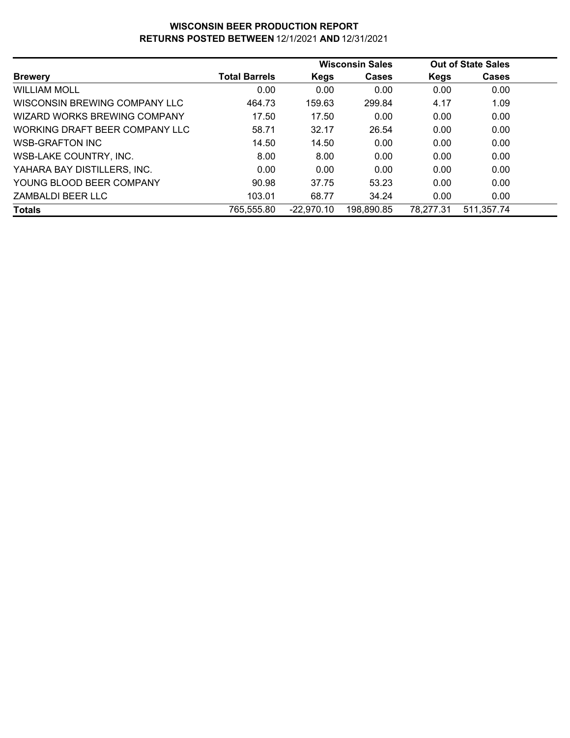**WISCONSIN BEER PRODUCTION REPORT**
**RETURNS POSTED BETWEEN** 12/1/2021 **AND** 12/31/2021

| | | Wisconsin Sales | | Out of State Sales | |
|---|---|---|---|---|---|
| **Brewery** | **Total Barrels** | **Kegs** | **Cases** | **Kegs** | **Cases** |
| WILLIAM MOLL | 0.00 | 0.00 | 0.00 | 0.00 | 0.00 |
| WISCONSIN BREWING COMPANY LLC | 464.73 | 159.63 | 299.84 | 4.17 | 1.09 |
| WIZARD WORKS BREWING COMPANY | 17.50 | 17.50 | 0.00 | 0.00 | 0.00 |
| WORKING DRAFT BEER COMPANY LLC | 58.71 | 32.17 | 26.54 | 0.00 | 0.00 |
| WSB-GRAFTON INC | 14.50 | 14.50 | 0.00 | 0.00 | 0.00 |
| WSB-LAKE COUNTRY, INC. | 8.00 | 8.00 | 0.00 | 0.00 | 0.00 |
| YAHARA BAY DISTILLERS, INC. | 0.00 | 0.00 | 0.00 | 0.00 | 0.00 |
| YOUNG BLOOD BEER COMPANY | 90.98 | 37.75 | 53.23 | 0.00 | 0.00 |
| ZAMBALDI BEER LLC | 103.01 | 68.77 | 34.24 | 0.00 | 0.00 |
| **Totals** | 765,555.80 | -22,970.10 | 198,890.85 | 78,277.31 | 511,357.74 |